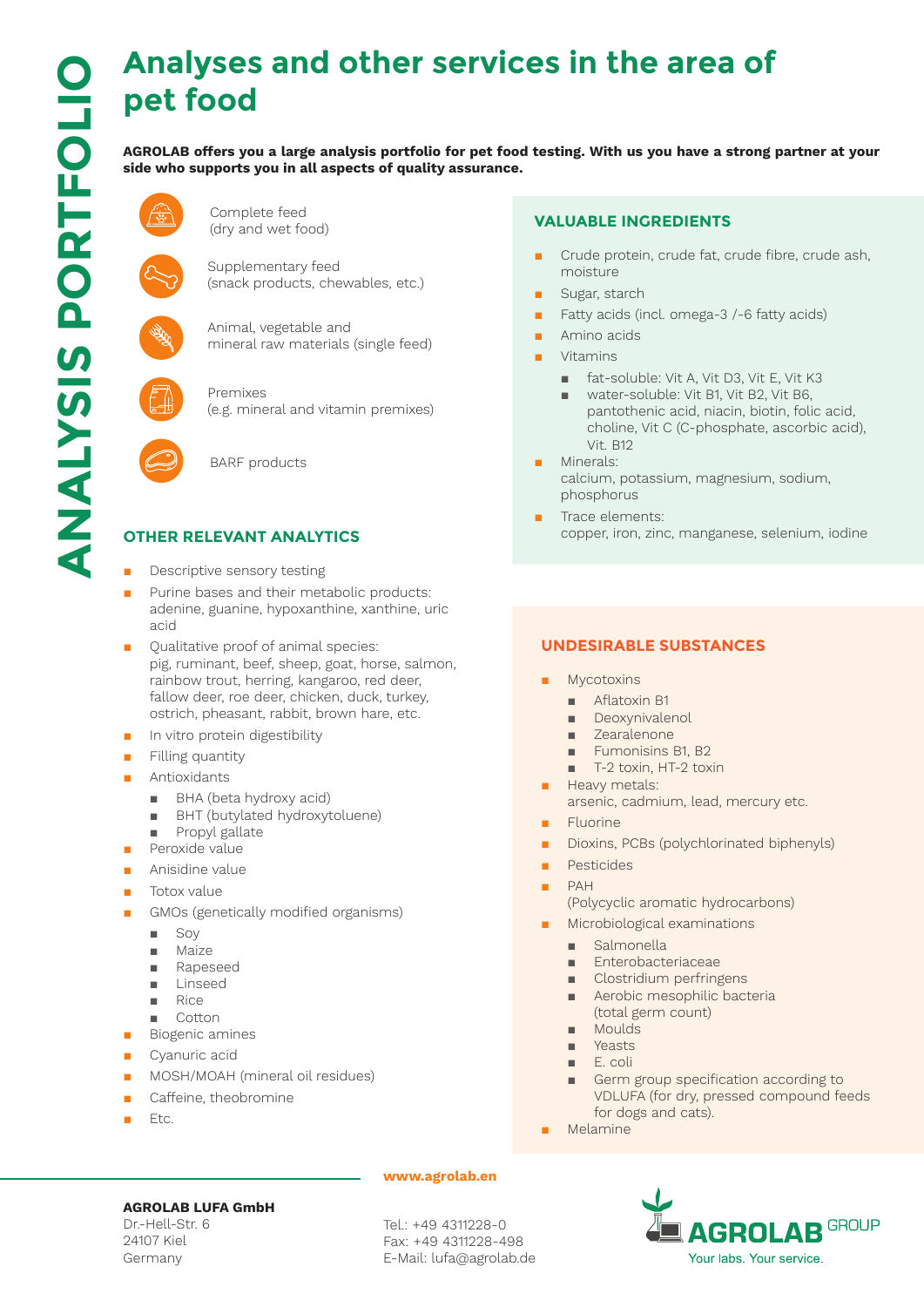# Analyses and other services in the area of pet food

ANALYSIS PORTFOLIO

**AGROLAB offers you a large analysis portfolio for pet food testing. With us you have a strong partner at your side who supports you in all aspects of quality assurance.**

- Complete feed (dry and wet food)
- Supplementary feed (snack products, chewables, etc.)
- Animal, vegetable and mineral raw materials (single feed)
- Premixes (e.g. mineral and vitamin premixes)
- BARF products

## OTHER RELEVANT ANALYTICS

- Descriptive sensory testing
- Purine bases and their metabolic products: adenine, guanine, hypoxanthine, xanthine, uric acid
- Qualitative proof of animal species: pig, ruminant, beef, sheep, goat, horse, salmon, rainbow trout, herring, kangaroo, red deer, fallow deer, roe deer, chicken, duck, turkey, ostrich, pheasant, rabbit, brown hare, etc.
- In vitro protein digestibility
- Filling quantity
- Antioxidants
  - BHA (beta hydroxy acid)
  - BHT (butylated hydroxytoluene)
  - Propyl gallate
- Peroxide value
- Anisidine value
- Totox value
- GMOs (genetically modified organisms)
  - Soy
  - Maize
  - Rapeseed
  - Linseed
  - Rice
  - Cotton
- Biogenic amines
- Cyanuric acid
- MOSH/MOAH (mineral oil residues)
- Caffeine, theobromine
- Etc.

## VALUABLE INGREDIENTS

- Crude protein, crude fat, crude fibre, crude ash, moisture
- Sugar, starch
- Fatty acids (incl. omega-3 /-6 fatty acids)
- Amino acids
- Vitamins
  - fat-soluble: Vit A, Vit D3, Vit E, Vit K3
  - water-soluble: Vit B1, Vit B2, Vit B6, pantothenic acid, niacin, biotin, folic acid, choline, Vit C (C-phosphate, ascorbic acid), Vit. B12
- Minerals: calcium, potassium, magnesium, sodium, phosphorus
- Trace elements: copper, iron, zinc, manganese, selenium, iodine

## UNDESIRABLE SUBSTANCES

- Mycotoxins
  - Aflatoxin B1
  - Deoxynivalenol
  - Zearalenone
  - Fumonisins B1, B2
  - T-2 toxin, HT-2 toxin
- Heavy metals: arsenic, cadmium, lead, mercury etc.
- Fluorine
- Dioxins, PCBs (polychlorinated biphenyls)
- Pesticides
- PAH (Polycyclic aromatic hydrocarbons)
- Microbiological examinations
  - Salmonella
  - Enterobacteriaceae
  - Clostridium perfringens
  - Aerobic mesophilic bacteria (total germ count)
  - Moulds
  - Yeasts
  - E. coli
  - Germ group specification according to VDLUFA (for dry, pressed compound feeds for dogs and cats).
- Melamine

**www.agrolab.en**

**AGROLAB LUFA GmbH**
Dr.-Hell-Str. 6
24107 Kiel
Germany

Tel.: +49 4311228-0
Fax: +49 4311228-498
E-Mail: lufa@agrolab.de

AGROLAB GROUP
Your labs. Your service.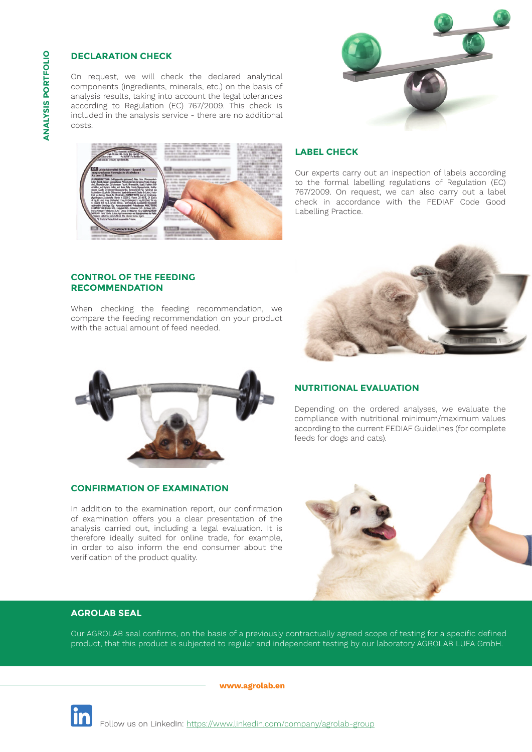## DECLARATION CHECK

On request, we will check the declared analytical components (ingredients, minerals, etc.) on the basis of analysis results, taking into account the legal tolerances according to Regulation (EC) 767/2009. This check is included in the analysis service - there are no additional costs.

## LABEL CHECK

Our experts carry out an inspection of labels according to the formal labelling regulations of Regulation (EC) 767/2009. On request, we can also carry out a label check in accordance with the FEDIAF Code Good Labelling Practice.

## CONTROL OF THE FEEDING RECOMMENDATION

When checking the feeding recommendation, we compare the feeding recommendation on your product with the actual amount of feed needed.

## NUTRITIONAL EVALUATION

Depending on the ordered analyses, we evaluate the compliance with nutritional minimum/maximum values according to the current FEDIAF Guidelines (for complete feeds for dogs and cats).

## CONFIRMATION OF EXAMINATION

In addition to the examination report, our confirmation of examination offers you a clear presentation of the analysis carried out, including a legal evaluation. It is therefore ideally suited for online trade, for example, in order to also inform the end consumer about the verification of the product quality.

## AGROLAB SEAL

Our AGROLAB seal confirms, on the basis of a previously contractually agreed scope of testing for a specific defined product, that this product is subjected to regular and independent testing by our laboratory AGROLAB LUFA GmbH.

**www.agrolab.en**

Follow us on LinkedIn: https://www.linkedin.com/company/agrolab-group